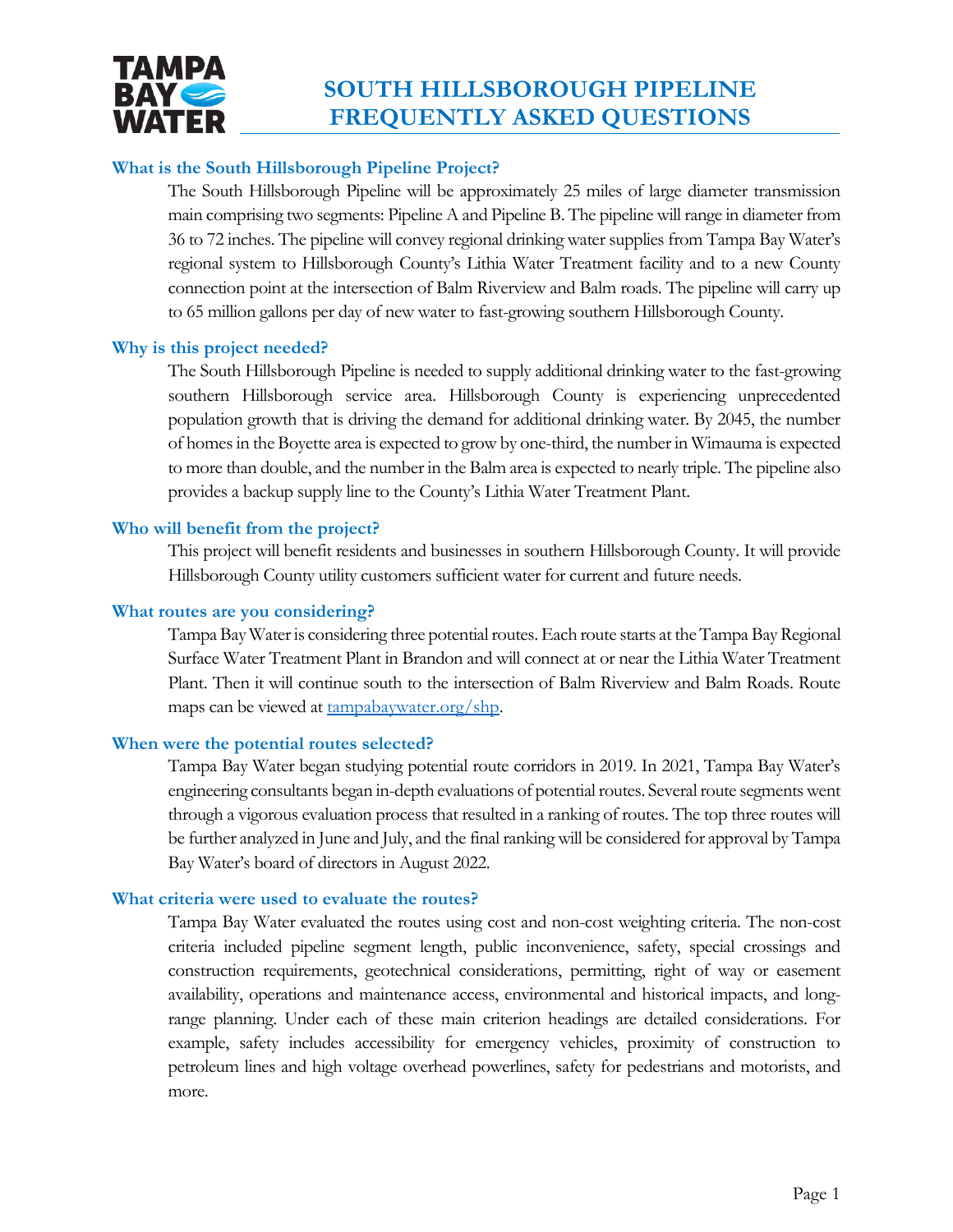# SOUTH HILLSBOROUGH PIPELINE FREQUENTLY ASKED QUESTIONS

### What is the South Hillsborough Pipeline Project?

The South Hillsborough Pipeline will be approximately 25 miles of large diameter transmission main comprising two segments: Pipeline A and Pipeline B. The pipeline will range in diameter from 36 to 72 inches. The pipeline will convey regional drinking water supplies from Tampa Bay Water's regional system to Hillsborough County's Lithia Water Treatment facility and to a new County connection point at the intersection of Balm Riverview and Balm roads. The pipeline will carry up to 65 million gallons per day of new water to fast-growing southern Hillsborough County.

### Why is this project needed?

The South Hillsborough Pipeline is needed to supply additional drinking water to the fast-growing southern Hillsborough service area. Hillsborough County is experiencing unprecedented population growth that is driving the demand for additional drinking water. By 2045, the number of homes in the Boyette area is expected to grow by one-third, the number in Wimauma is expected to more than double, and the number in the Balm area is expected to nearly triple. The pipeline also provides a backup supply line to the County's Lithia Water Treatment Plant.

### Who will benefit from the project?

This project will benefit residents and businesses in southern Hillsborough County. It will provide Hillsborough County utility customers sufficient water for current and future needs.

### What routes are you considering?

Tampa Bay Water is considering three potential routes. Each route starts at the Tampa Bay Regional Surface Water Treatment Plant in Brandon and will connect at or near the Lithia Water Treatment Plant. Then it will continue south to the intersection of Balm Riverview and Balm Roads. Route maps can be viewed at tampabaywater.org/shp.

### When were the potential routes selected?

Tampa Bay Water began studying potential route corridors in 2019. In 2021, Tampa Bay Water's engineering consultants began in-depth evaluations of potential routes. Several route segments went through a vigorous evaluation process that resulted in a ranking of routes. The top three routes will be further analyzed in June and July, and the final ranking will be considered for approval by Tampa Bay Water's board of directors in August 2022.

### What criteria were used to evaluate the routes?

Tampa Bay Water evaluated the routes using cost and non-cost weighting criteria. The non-cost criteria included pipeline segment length, public inconvenience, safety, special crossings and construction requirements, geotechnical considerations, permitting, right of way or easement availability, operations and maintenance access, environmental and historical impacts, and long-range planning. Under each of these main criterion headings are detailed considerations. For example, safety includes accessibility for emergency vehicles, proximity of construction to petroleum lines and high voltage overhead powerlines, safety for pedestrians and motorists, and more.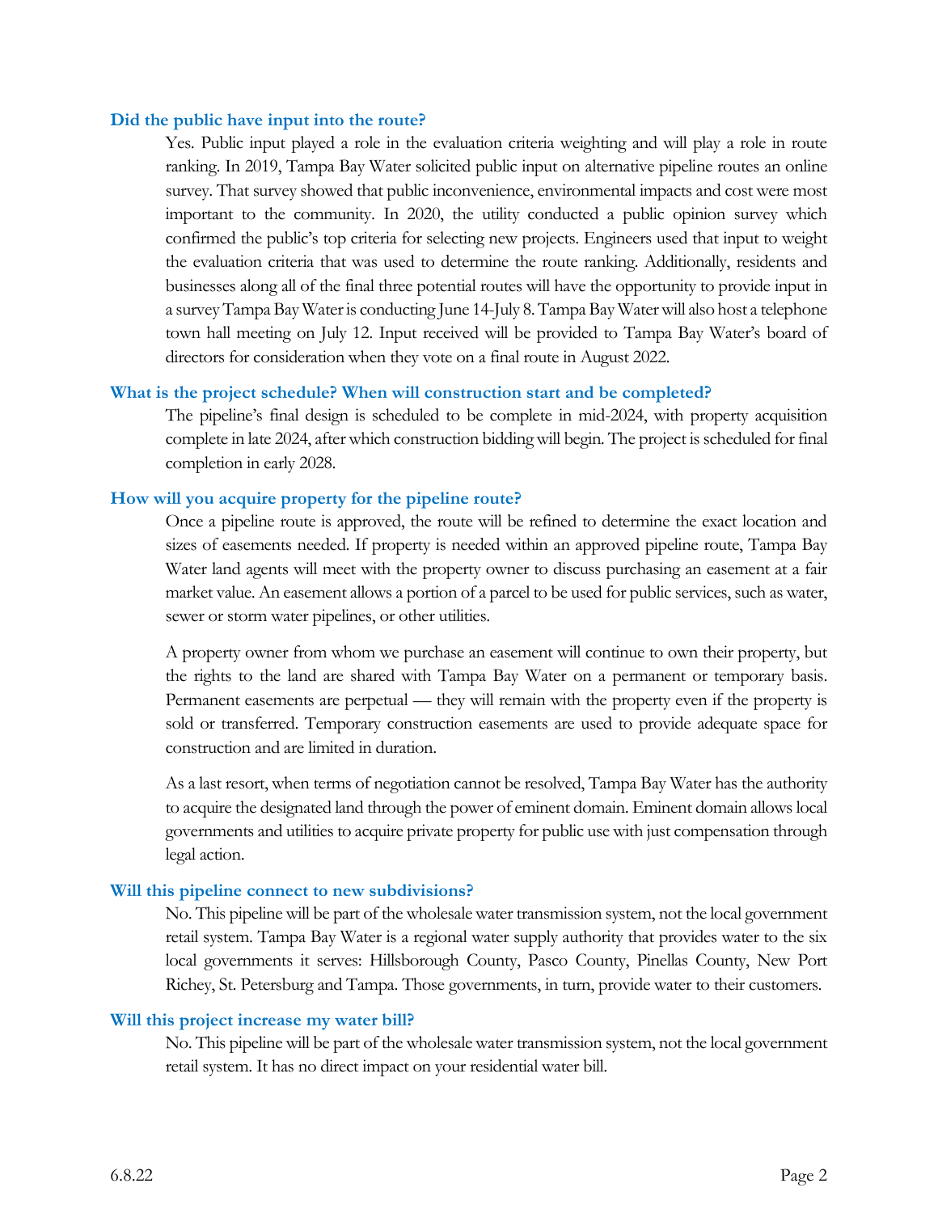### Did the public have input into the route?

Yes. Public input played a role in the evaluation criteria weighting and will play a role in route ranking. In 2019, Tampa Bay Water solicited public input on alternative pipeline routes an online survey. That survey showed that public inconvenience, environmental impacts and cost were most important to the community. In 2020, the utility conducted a public opinion survey which confirmed the public's top criteria for selecting new projects. Engineers used that input to weight the evaluation criteria that was used to determine the route ranking. Additionally, residents and businesses along all of the final three potential routes will have the opportunity to provide input in a survey Tampa Bay Water is conducting June 14-July 8. Tampa Bay Water will also host a telephone town hall meeting on July 12. Input received will be provided to Tampa Bay Water's board of directors for consideration when they vote on a final route in August 2022.

### What is the project schedule? When will construction start and be completed?

The pipeline's final design is scheduled to be complete in mid-2024, with property acquisition complete in late 2024, after which construction bidding will begin. The project is scheduled for final completion in early 2028.

### How will you acquire property for the pipeline route?

Once a pipeline route is approved, the route will be refined to determine the exact location and sizes of easements needed. If property is needed within an approved pipeline route, Tampa Bay Water land agents will meet with the property owner to discuss purchasing an easement at a fair market value. An easement allows a portion of a parcel to be used for public services, such as water, sewer or storm water pipelines, or other utilities.

A property owner from whom we purchase an easement will continue to own their property, but the rights to the land are shared with Tampa Bay Water on a permanent or temporary basis. Permanent easements are perpetual — they will remain with the property even if the property is sold or transferred. Temporary construction easements are used to provide adequate space for construction and are limited in duration.

As a last resort, when terms of negotiation cannot be resolved, Tampa Bay Water has the authority to acquire the designated land through the power of eminent domain. Eminent domain allows local governments and utilities to acquire private property for public use with just compensation through legal action.

### Will this pipeline connect to new subdivisions?

No. This pipeline will be part of the wholesale water transmission system, not the local government retail system. Tampa Bay Water is a regional water supply authority that provides water to the six local governments it serves: Hillsborough County, Pasco County, Pinellas County, New Port Richey, St. Petersburg and Tampa. Those governments, in turn, provide water to their customers.

### Will this project increase my water bill?

No. This pipeline will be part of the wholesale water transmission system, not the local government retail system. It has no direct impact on your residential water bill.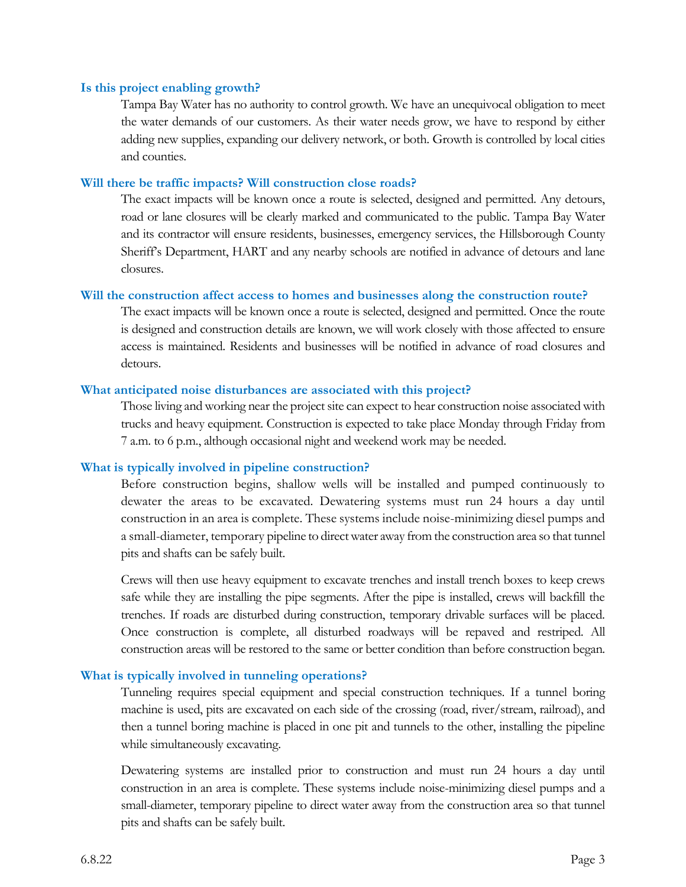### Is this project enabling growth?

Tampa Bay Water has no authority to control growth. We have an unequivocal obligation to meet the water demands of our customers. As their water needs grow, we have to respond by either adding new supplies, expanding our delivery network, or both. Growth is controlled by local cities and counties.

### Will there be traffic impacts? Will construction close roads?

The exact impacts will be known once a route is selected, designed and permitted. Any detours, road or lane closures will be clearly marked and communicated to the public. Tampa Bay Water and its contractor will ensure residents, businesses, emergency services, the Hillsborough County Sheriff's Department, HART and any nearby schools are notified in advance of detours and lane closures.

### Will the construction affect access to homes and businesses along the construction route?

The exact impacts will be known once a route is selected, designed and permitted. Once the route is designed and construction details are known, we will work closely with those affected to ensure access is maintained. Residents and businesses will be notified in advance of road closures and detours.

### What anticipated noise disturbances are associated with this project?

Those living and working near the project site can expect to hear construction noise associated with trucks and heavy equipment. Construction is expected to take place Monday through Friday from 7 a.m. to 6 p.m., although occasional night and weekend work may be needed.

### What is typically involved in pipeline construction?

Before construction begins, shallow wells will be installed and pumped continuously to dewater the areas to be excavated. Dewatering systems must run 24 hours a day until construction in an area is complete. These systems include noise-minimizing diesel pumps and a small-diameter, temporary pipeline to direct water away from the construction area so that tunnel pits and shafts can be safely built.

Crews will then use heavy equipment to excavate trenches and install trench boxes to keep crews safe while they are installing the pipe segments. After the pipe is installed, crews will backfill the trenches. If roads are disturbed during construction, temporary drivable surfaces will be placed. Once construction is complete, all disturbed roadways will be repaved and restriped. All construction areas will be restored to the same or better condition than before construction began.

### What is typically involved in tunneling operations?

Tunneling requires special equipment and special construction techniques. If a tunnel boring machine is used, pits are excavated on each side of the crossing (road, river/stream, railroad), and then a tunnel boring machine is placed in one pit and tunnels to the other, installing the pipeline while simultaneously excavating.

Dewatering systems are installed prior to construction and must run 24 hours a day until construction in an area is complete. These systems include noise-minimizing diesel pumps and a small-diameter, temporary pipeline to direct water away from the construction area so that tunnel pits and shafts can be safely built.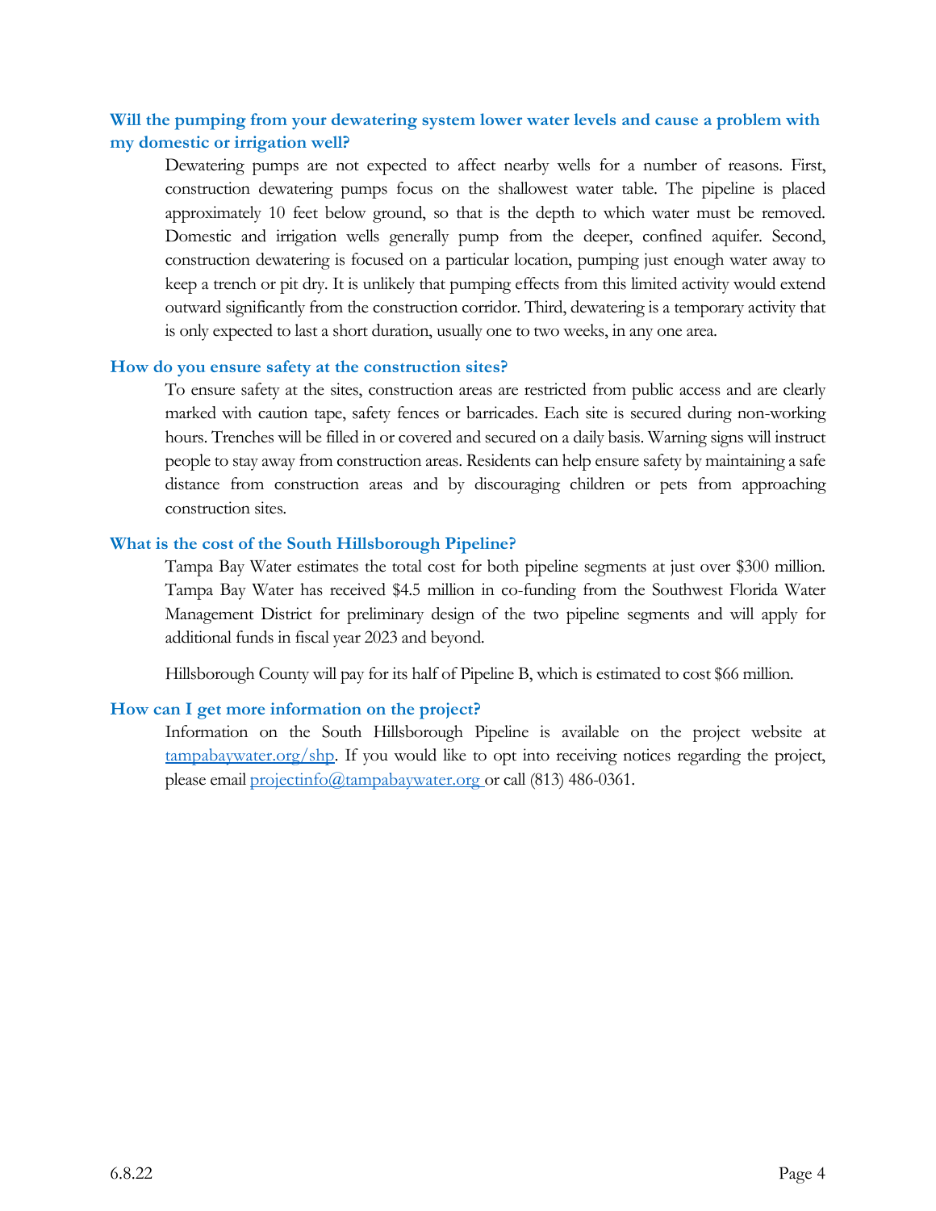### Will the pumping from your dewatering system lower water levels and cause a problem with my domestic or irrigation well?

Dewatering pumps are not expected to affect nearby wells for a number of reasons. First, construction dewatering pumps focus on the shallowest water table. The pipeline is placed approximately 10 feet below ground, so that is the depth to which water must be removed. Domestic and irrigation wells generally pump from the deeper, confined aquifer. Second, construction dewatering is focused on a particular location, pumping just enough water away to keep a trench or pit dry. It is unlikely that pumping effects from this limited activity would extend outward significantly from the construction corridor. Third, dewatering is a temporary activity that is only expected to last a short duration, usually one to two weeks, in any one area.

### How do you ensure safety at the construction sites?

To ensure safety at the sites, construction areas are restricted from public access and are clearly marked with caution tape, safety fences or barricades. Each site is secured during non-working hours. Trenches will be filled in or covered and secured on a daily basis. Warning signs will instruct people to stay away from construction areas. Residents can help ensure safety by maintaining a safe distance from construction areas and by discouraging children or pets from approaching construction sites.

### What is the cost of the South Hillsborough Pipeline?

Tampa Bay Water estimates the total cost for both pipeline segments at just over $300 million. Tampa Bay Water has received $4.5 million in co-funding from the Southwest Florida Water Management District for preliminary design of the two pipeline segments and will apply for additional funds in fiscal year 2023 and beyond.

Hillsborough County will pay for its half of Pipeline B, which is estimated to cost $66 million.

### How can I get more information on the project?

Information on the South Hillsborough Pipeline is available on the project website at [tampabaywater.org/shp](tampabaywater.org/shp). If you would like to opt into receiving notices regarding the project, please email [projectinfo@tampabaywater.org](mailto:projectinfo@tampabaywater.org) or call (813) 486-0361.

6.8.22